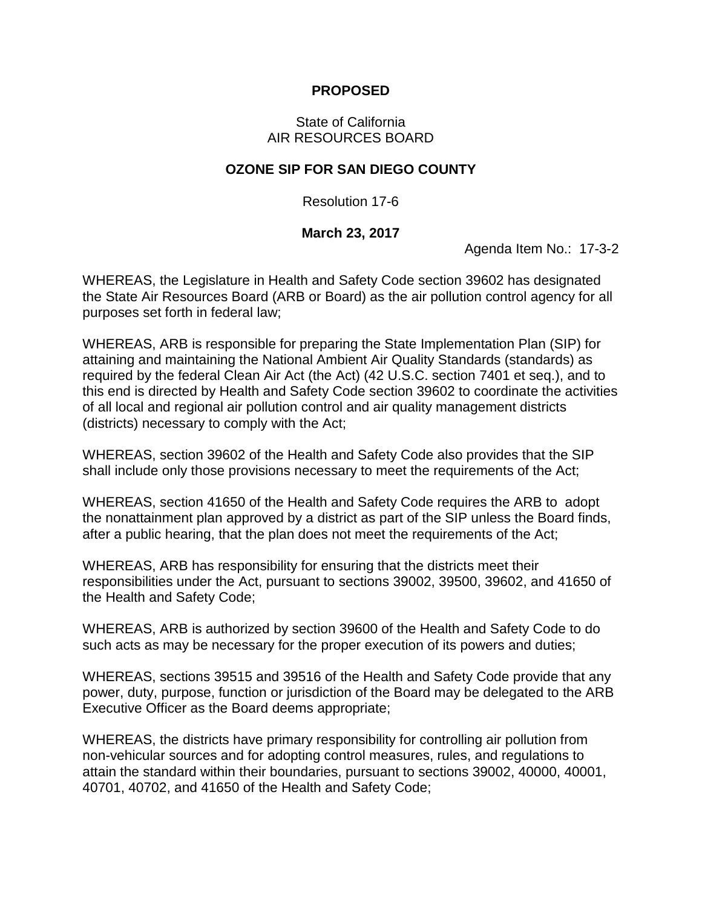**PROPOSED**

State of California
AIR RESOURCES BOARD

**OZONE SIP FOR SAN DIEGO COUNTY**

Resolution 17-6

**March 23, 2017**

Agenda Item No.: 17-3-2

WHEREAS, the Legislature in Health and Safety Code section 39602 has designated the State Air Resources Board (ARB or Board) as the air pollution control agency for all purposes set forth in federal law;

WHEREAS, ARB is responsible for preparing the State Implementation Plan (SIP) for attaining and maintaining the National Ambient Air Quality Standards (standards) as required by the federal Clean Air Act (the Act) (42 U.S.C. section 7401 et seq.), and to this end is directed by Health and Safety Code section 39602 to coordinate the activities of all local and regional air pollution control and air quality management districts (districts) necessary to comply with the Act;

WHEREAS, section 39602 of the Health and Safety Code also provides that the SIP shall include only those provisions necessary to meet the requirements of the Act;

WHEREAS, section 41650 of the Health and Safety Code requires the ARB to adopt the nonattainment plan approved by a district as part of the SIP unless the Board finds, after a public hearing, that the plan does not meet the requirements of the Act;

WHEREAS, ARB has responsibility for ensuring that the districts meet their responsibilities under the Act, pursuant to sections 39002, 39500, 39602, and 41650 of the Health and Safety Code;

WHEREAS, ARB is authorized by section 39600 of the Health and Safety Code to do such acts as may be necessary for the proper execution of its powers and duties;

WHEREAS, sections 39515 and 39516 of the Health and Safety Code provide that any power, duty, purpose, function or jurisdiction of the Board may be delegated to the ARB Executive Officer as the Board deems appropriate;

WHEREAS, the districts have primary responsibility for controlling air pollution from non-vehicular sources and for adopting control measures, rules, and regulations to attain the standard within their boundaries, pursuant to sections 39002, 40000, 40001, 40701, 40702, and 41650 of the Health and Safety Code;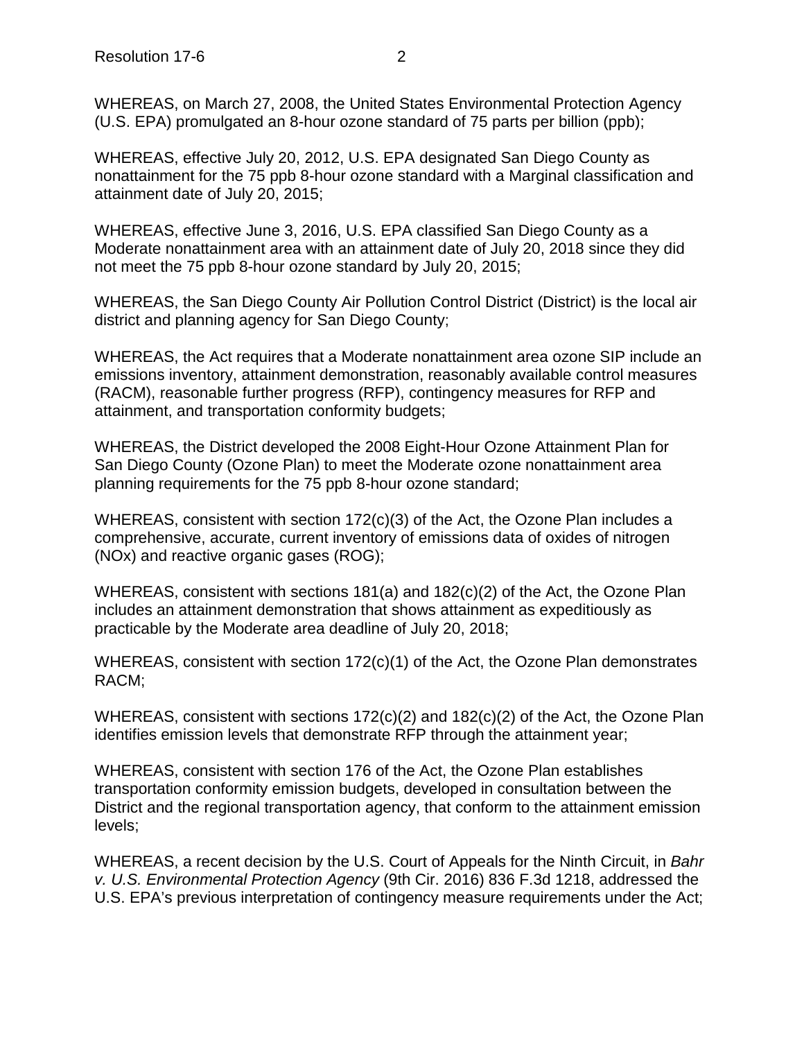WHEREAS, on March 27, 2008, the United States Environmental Protection Agency (U.S. EPA) promulgated an 8-hour ozone standard of 75 parts per billion (ppb);

WHEREAS, effective July 20, 2012, U.S. EPA designated San Diego County as nonattainment for the 75 ppb 8-hour ozone standard with a Marginal classification and attainment date of July 20, 2015;

WHEREAS, effective June 3, 2016, U.S. EPA classified San Diego County as a Moderate nonattainment area with an attainment date of July 20, 2018 since they did not meet the 75 ppb 8-hour ozone standard by July 20, 2015;

WHEREAS, the San Diego County Air Pollution Control District (District) is the local air district and planning agency for San Diego County;

WHEREAS, the Act requires that a Moderate nonattainment area ozone SIP include an emissions inventory, attainment demonstration, reasonably available control measures (RACM), reasonable further progress (RFP), contingency measures for RFP and attainment, and transportation conformity budgets;

WHEREAS, the District developed the 2008 Eight-Hour Ozone Attainment Plan for San Diego County (Ozone Plan) to meet the Moderate ozone nonattainment area planning requirements for the 75 ppb 8-hour ozone standard;

WHEREAS, consistent with section 172(c)(3) of the Act, the Ozone Plan includes a comprehensive, accurate, current inventory of emissions data of oxides of nitrogen (NOx) and reactive organic gases (ROG);

WHEREAS, consistent with sections 181(a) and 182(c)(2) of the Act, the Ozone Plan includes an attainment demonstration that shows attainment as expeditiously as practicable by the Moderate area deadline of July 20, 2018;

WHEREAS, consistent with section 172(c)(1) of the Act, the Ozone Plan demonstrates RACM;

WHEREAS, consistent with sections 172(c)(2) and 182(c)(2) of the Act, the Ozone Plan identifies emission levels that demonstrate RFP through the attainment year;

WHEREAS, consistent with section 176 of the Act, the Ozone Plan establishes transportation conformity emission budgets, developed in consultation between the District and the regional transportation agency, that conform to the attainment emission levels;

WHEREAS, a recent decision by the U.S. Court of Appeals for the Ninth Circuit, in *Bahr v. U.S. Environmental Protection Agency* (9th Cir. 2016) 836 F.3d 1218, addressed the U.S. EPA's previous interpretation of contingency measure requirements under the Act;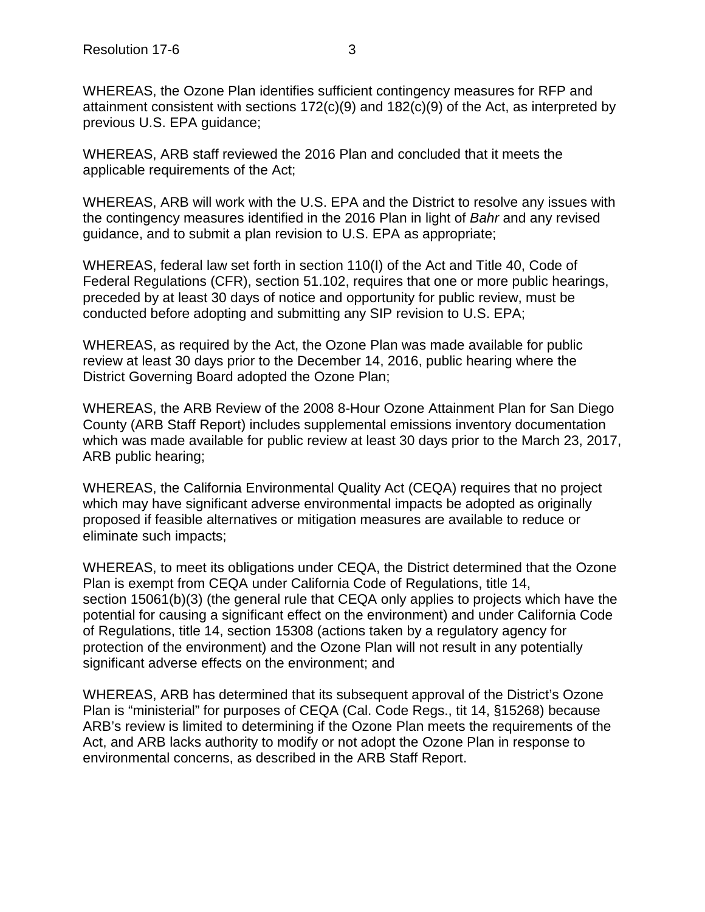WHEREAS, the Ozone Plan identifies sufficient contingency measures for RFP and attainment consistent with sections 172(c)(9) and 182(c)(9) of the Act, as interpreted by previous U.S. EPA guidance;

WHEREAS, ARB staff reviewed the 2016 Plan and concluded that it meets the applicable requirements of the Act;

WHEREAS, ARB will work with the U.S. EPA and the District to resolve any issues with the contingency measures identified in the 2016 Plan in light of *Bahr* and any revised guidance, and to submit a plan revision to U.S. EPA as appropriate;

WHEREAS, federal law set forth in section 110(I) of the Act and Title 40, Code of Federal Regulations (CFR), section 51.102, requires that one or more public hearings, preceded by at least 30 days of notice and opportunity for public review, must be conducted before adopting and submitting any SIP revision to U.S. EPA;

WHEREAS, as required by the Act, the Ozone Plan was made available for public review at least 30 days prior to the December 14, 2016, public hearing where the District Governing Board adopted the Ozone Plan;

WHEREAS, the ARB Review of the 2008 8-Hour Ozone Attainment Plan for San Diego County (ARB Staff Report) includes supplemental emissions inventory documentation which was made available for public review at least 30 days prior to the March 23, 2017, ARB public hearing;

WHEREAS, the California Environmental Quality Act (CEQA) requires that no project which may have significant adverse environmental impacts be adopted as originally proposed if feasible alternatives or mitigation measures are available to reduce or eliminate such impacts;

WHEREAS, to meet its obligations under CEQA, the District determined that the Ozone Plan is exempt from CEQA under California Code of Regulations, title 14, section 15061(b)(3) (the general rule that CEQA only applies to projects which have the potential for causing a significant effect on the environment) and under California Code of Regulations, title 14, section 15308 (actions taken by a regulatory agency for protection of the environment) and the Ozone Plan will not result in any potentially significant adverse effects on the environment; and

WHEREAS, ARB has determined that its subsequent approval of the District's Ozone Plan is "ministerial" for purposes of CEQA (Cal. Code Regs., tit 14, §15268) because ARB's review is limited to determining if the Ozone Plan meets the requirements of the Act, and ARB lacks authority to modify or not adopt the Ozone Plan in response to environmental concerns, as described in the ARB Staff Report.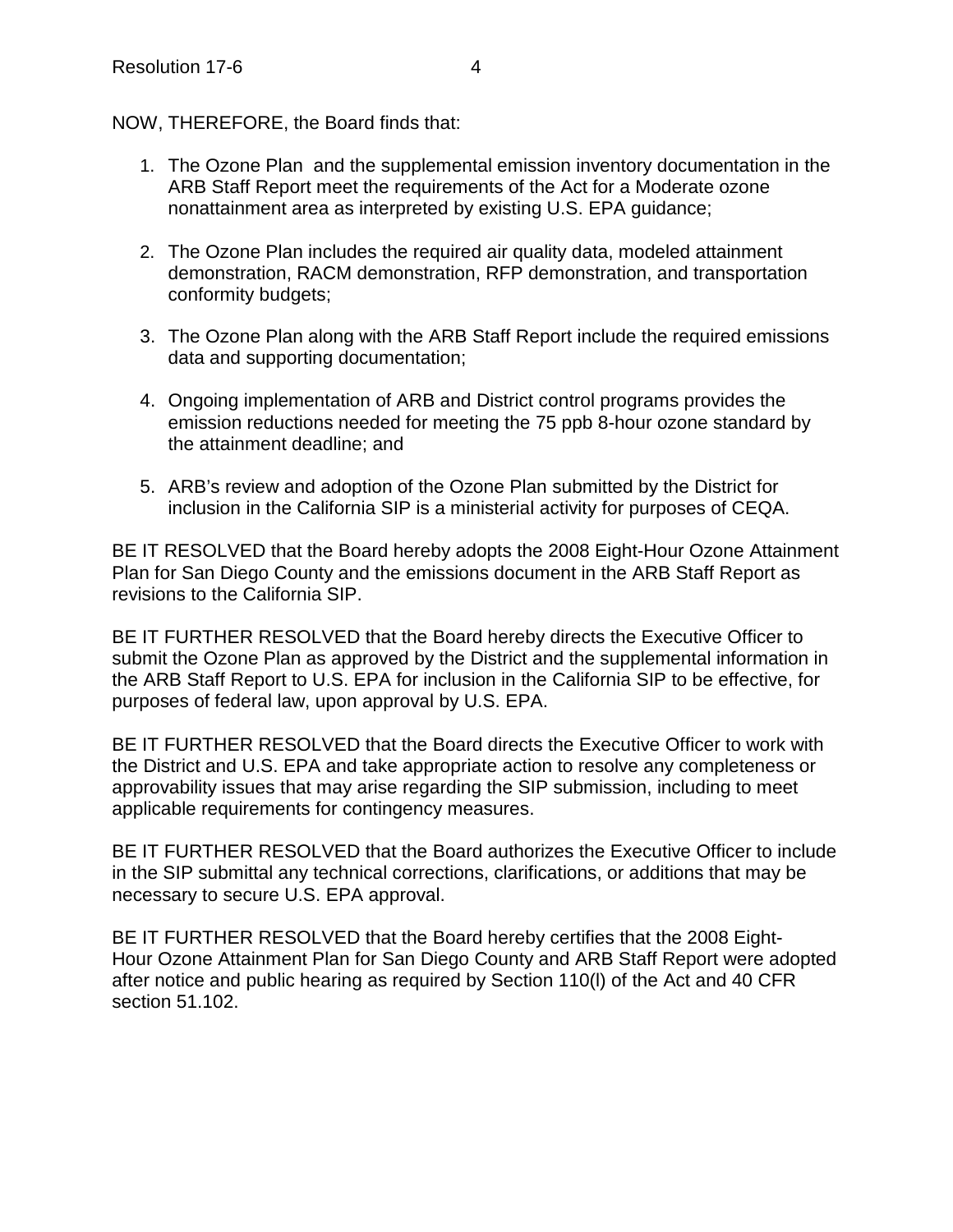NOW, THEREFORE, the Board finds that:

1. The Ozone Plan and the supplemental emission inventory documentation in the ARB Staff Report meet the requirements of the Act for a Moderate ozone nonattainment area as interpreted by existing U.S. EPA guidance;

2. The Ozone Plan includes the required air quality data, modeled attainment demonstration, RACM demonstration, RFP demonstration, and transportation conformity budgets;

3. The Ozone Plan along with the ARB Staff Report include the required emissions data and supporting documentation;

4. Ongoing implementation of ARB and District control programs provides the emission reductions needed for meeting the 75 ppb 8-hour ozone standard by the attainment deadline; and

5. ARB's review and adoption of the Ozone Plan submitted by the District for inclusion in the California SIP is a ministerial activity for purposes of CEQA.

BE IT RESOLVED that the Board hereby adopts the 2008 Eight-Hour Ozone Attainment Plan for San Diego County and the emissions document in the ARB Staff Report as revisions to the California SIP.

BE IT FURTHER RESOLVED that the Board hereby directs the Executive Officer to submit the Ozone Plan as approved by the District and the supplemental information in the ARB Staff Report to U.S. EPA for inclusion in the California SIP to be effective, for purposes of federal law, upon approval by U.S. EPA.

BE IT FURTHER RESOLVED that the Board directs the Executive Officer to work with the District and U.S. EPA and take appropriate action to resolve any completeness or approvability issues that may arise regarding the SIP submission, including to meet applicable requirements for contingency measures.

BE IT FURTHER RESOLVED that the Board authorizes the Executive Officer to include in the SIP submittal any technical corrections, clarifications, or additions that may be necessary to secure U.S. EPA approval.

BE IT FURTHER RESOLVED that the Board hereby certifies that the 2008 Eight-Hour Ozone Attainment Plan for San Diego County and ARB Staff Report were adopted after notice and public hearing as required by Section 110(l) of the Act and 40 CFR section 51.102.